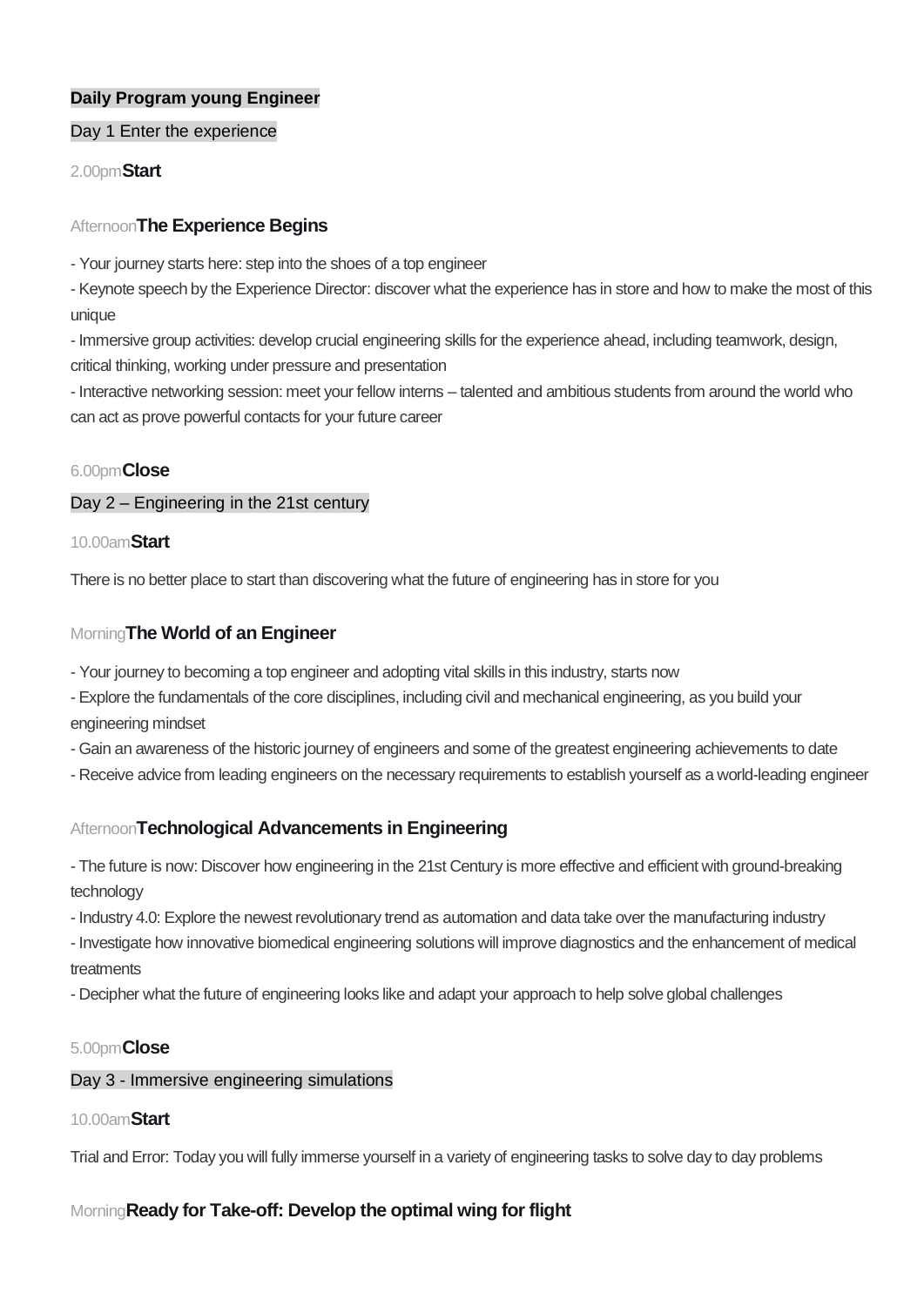**Daily Program young Engineer**

Day 1 Enter the experience

2.00pm**Start**

Afternoon**The Experience Begins**

- Your journey starts here: step into the shoes of a top engineer
- Keynote speech by the Experience Director: discover what the experience has in store and how to make the most of this unique
- Immersive group activities: develop crucial engineering skills for the experience ahead, including teamwork, design, critical thinking, working under pressure and presentation
- Interactive networking session: meet your fellow interns – talented and ambitious students from around the world who can act as prove powerful contacts for your future career

6.00pm**Close**

Day 2 – Engineering in the 21st century

10.00am**Start**

There is no better place to start than discovering what the future of engineering has in store for you

Morning**The World of an Engineer**

- Your journey to becoming a top engineer and adopting vital skills in this industry, starts now
- Explore the fundamentals of the core disciplines, including civil and mechanical engineering, as you build your engineering mindset
- Gain an awareness of the historic journey of engineers and some of the greatest engineering achievements to date
- Receive advice from leading engineers on the necessary requirements to establish yourself as a world-leading engineer

Afternoon**Technological Advancements in Engineering**

- The future is now: Discover how engineering in the 21st Century is more effective and efficient with ground-breaking technology
- Industry 4.0: Explore the newest revolutionary trend as automation and data take over the manufacturing industry
- Investigate how innovative biomedical engineering solutions will improve diagnostics and the enhancement of medical treatments
- Decipher what the future of engineering looks like and adapt your approach to help solve global challenges

5.00pm**Close**

Day 3 - Immersive engineering simulations

10.00am**Start**

Trial and Error: Today you will fully immerse yourself in a variety of engineering tasks to solve day to day problems

Morning**Ready for Take-off: Develop the optimal wing for flight**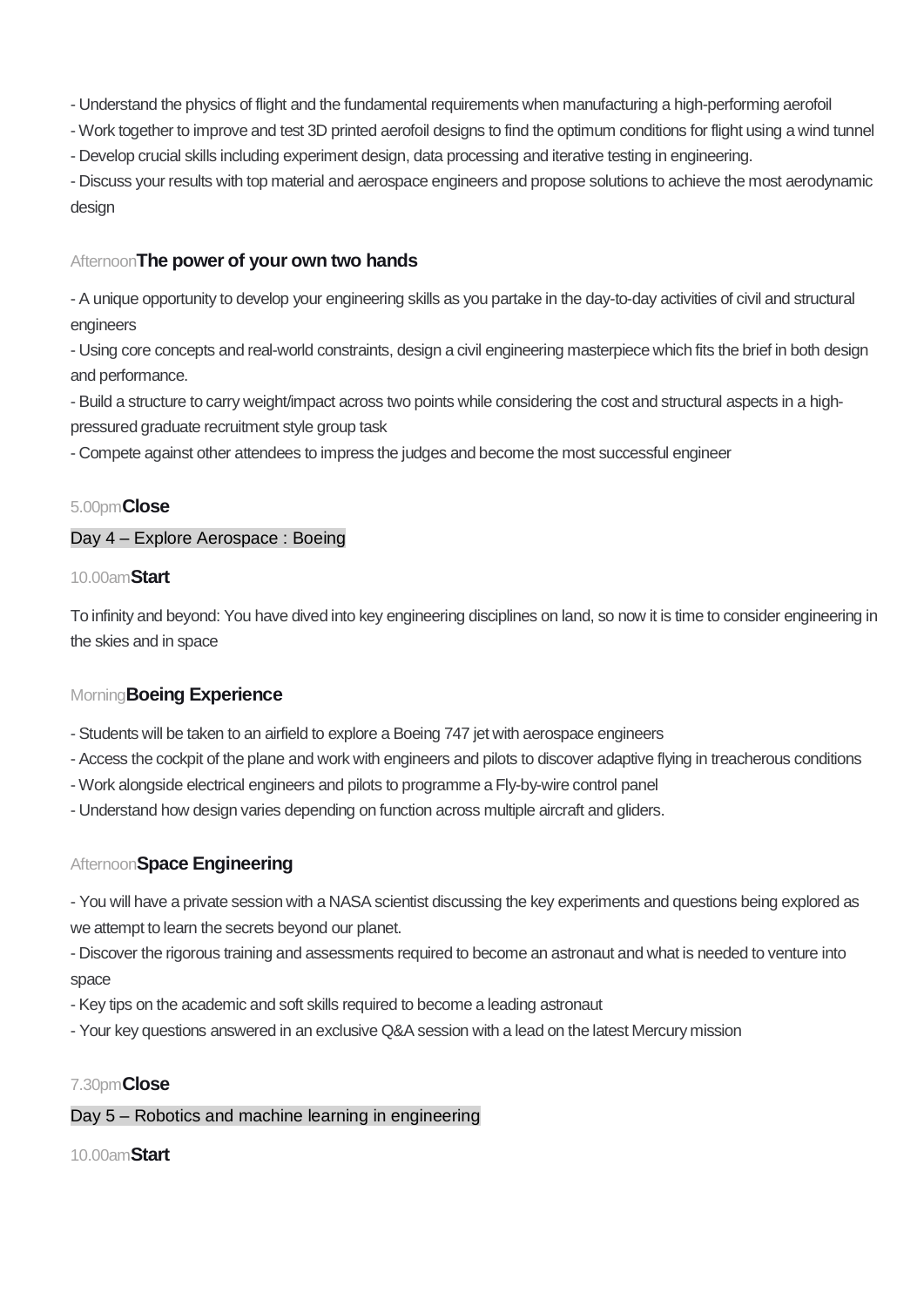- Understand the physics of flight and the fundamental requirements when manufacturing a high-performing aerofoil
- Work together to improve and test 3D printed aerofoil designs to find the optimum conditions for flight using a wind tunnel
- Develop crucial skills including experiment design, data processing and iterative testing in engineering.
- Discuss your results with top material and aerospace engineers and propose solutions to achieve the most aerodynamic design

Afternoon **The power of your own two hands**

- A unique opportunity to develop your engineering skills as you partake in the day-to-day activities of civil and structural engineers
- Using core concepts and real-world constraints, design a civil engineering masterpiece which fits the brief in both design and performance.
- Build a structure to carry weight/impact across two points while considering the cost and structural aspects in a high-pressured graduate recruitment style group task
- Compete against other attendees to impress the judges and become the most successful engineer

5.00pm **Close**

## Day 4 – Explore Aerospace : Boeing

10.00am **Start**

To infinity and beyond: You have dived into key engineering disciplines on land, so now it is time to consider engineering in the skies and in space

Morning **Boeing Experience**

- Students will be taken to an airfield to explore a Boeing 747 jet with aerospace engineers
- Access the cockpit of the plane and work with engineers and pilots to discover adaptive flying in treacherous conditions
- Work alongside electrical engineers and pilots to programme a Fly-by-wire control panel
- Understand how design varies depending on function across multiple aircraft and gliders.

Afternoon **Space Engineering**

- You will have a private session with a NASA scientist discussing the key experiments and questions being explored as we attempt to learn the secrets beyond our planet.
- Discover the rigorous training and assessments required to become an astronaut and what is needed to venture into space
- Key tips on the academic and soft skills required to become a leading astronaut
- Your key questions answered in an exclusive Q&A session with a lead on the latest Mercury mission

7.30pm **Close**

## Day 5 – Robotics and machine learning in engineering

10.00am **Start**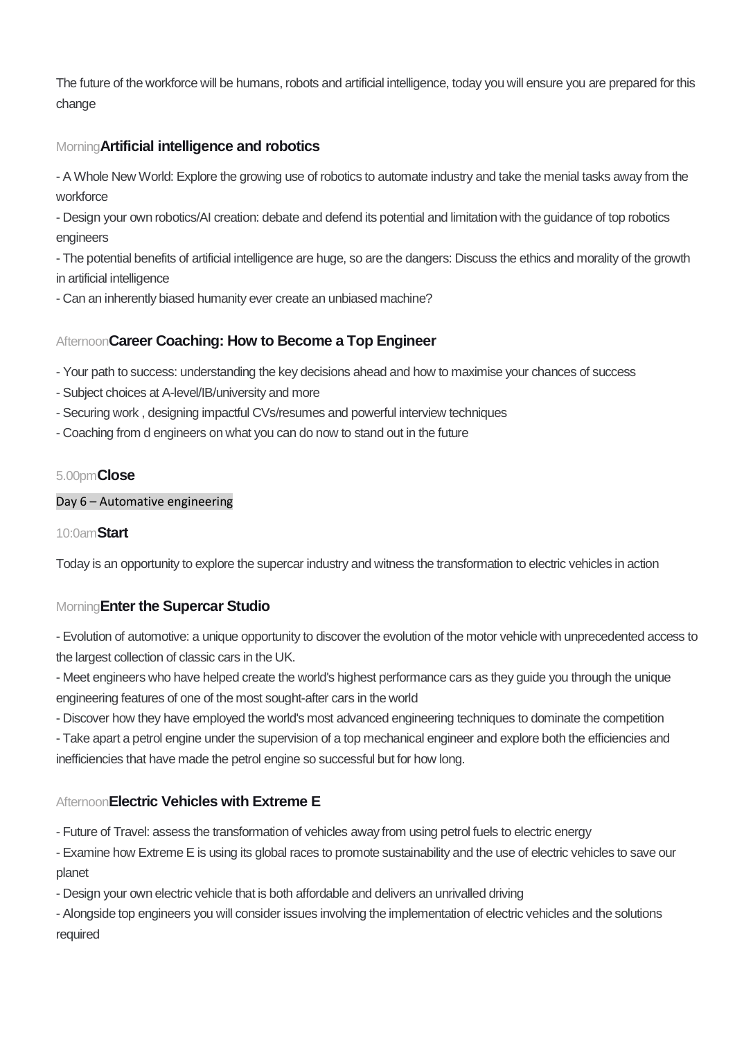The future of the workforce will be humans, robots and artificial intelligence, today you will ensure you are prepared for this change

Morning**Artificial intelligence and robotics**

- A Whole New World: Explore the growing use of robotics to automate industry and take the menial tasks away from the workforce
- Design your own robotics/AI creation: debate and defend its potential and limitation with the guidance of top robotics engineers
- The potential benefits of artificial intelligence are huge, so are the dangers: Discuss the ethics and morality of the growth in artificial intelligence
- Can an inherently biased humanity ever create an unbiased machine?

Afternoon**Career Coaching: How to Become a Top Engineer**

- Your path to success: understanding the key decisions ahead and how to maximise your chances of success
- Subject choices at A-level/IB/university and more
- Securing work , designing impactful CVs/resumes and powerful interview techniques
- Coaching from d engineers on what you can do now to stand out in the future

5.00pm**Close**

Day 6 – Automative engineering

10:0am**Start**

Today is an opportunity to explore the supercar industry and witness the transformation to electric vehicles in action

Morning**Enter the Supercar Studio**

- Evolution of automotive: a unique opportunity to discover the evolution of the motor vehicle with unprecedented access to the largest collection of classic cars in the UK.
- Meet engineers who have helped create the world's highest performance cars as they guide you through the unique engineering features of one of the most sought-after cars in the world
- Discover how they have employed the world's most advanced engineering techniques to dominate the competition
- Take apart a petrol engine under the supervision of a top mechanical engineer and explore both the efficiencies and inefficiencies that have made the petrol engine so successful but for how long.

Afternoon**Electric Vehicles with Extreme E**

- Future of Travel: assess the transformation of vehicles away from using petrol fuels to electric energy
- Examine how Extreme E is using its global races to promote sustainability and the use of electric vehicles to save our planet
- Design your own electric vehicle that is both affordable and delivers an unrivalled driving
- Alongside top engineers you will consider issues involving the implementation of electric vehicles and the solutions required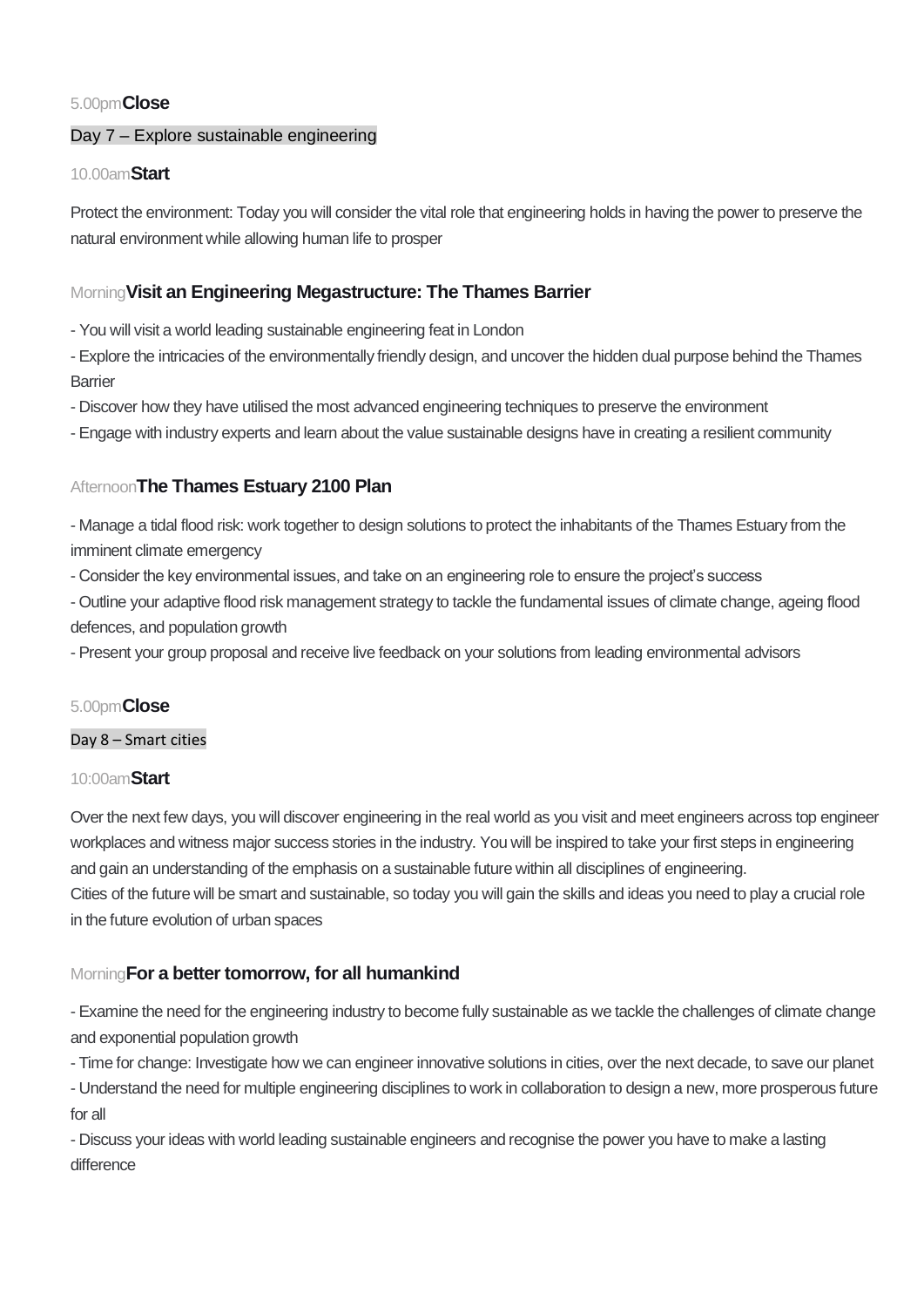5.00pm**Close**

## Day 7 – Explore sustainable engineering

10.00am**Start**

Protect the environment: Today you will consider the vital role that engineering holds in having the power to preserve the natural environment while allowing human life to prosper

### Morning**Visit an Engineering Megastructure: The Thames Barrier**

- You will visit a world leading sustainable engineering feat in London
- Explore the intricacies of the environmentally friendly design, and uncover the hidden dual purpose behind the Thames Barrier
- Discover how they have utilised the most advanced engineering techniques to preserve the environment
- Engage with industry experts and learn about the value sustainable designs have in creating a resilient community

### Afternoon**The Thames Estuary 2100 Plan**

- Manage a tidal flood risk: work together to design solutions to protect the inhabitants of the Thames Estuary from the imminent climate emergency
- Consider the key environmental issues, and take on an engineering role to ensure the project's success
- Outline your adaptive flood risk management strategy to tackle the fundamental issues of climate change, ageing flood defences, and population growth
- Present your group proposal and receive live feedback on your solutions from leading environmental advisors

5.00pm**Close**

## Day 8 – Smart cities

10:00am**Start**

Over the next few days, you will discover engineering in the real world as you visit and meet engineers across top engineer workplaces and witness major success stories in the industry. You will be inspired to take your first steps in engineering and gain an understanding of the emphasis on a sustainable future within all disciplines of engineering.
Cities of the future will be smart and sustainable, so today you will gain the skills and ideas you need to play a crucial role in the future evolution of urban spaces

### Morning**For a better tomorrow, for all humankind**

- Examine the need for the engineering industry to become fully sustainable as we tackle the challenges of climate change and exponential population growth
- Time for change: Investigate how we can engineer innovative solutions in cities, over the next decade, to save our planet
- Understand the need for multiple engineering disciplines to work in collaboration to design a new, more prosperous future for all
- Discuss your ideas with world leading sustainable engineers and recognise the power you have to make a lasting difference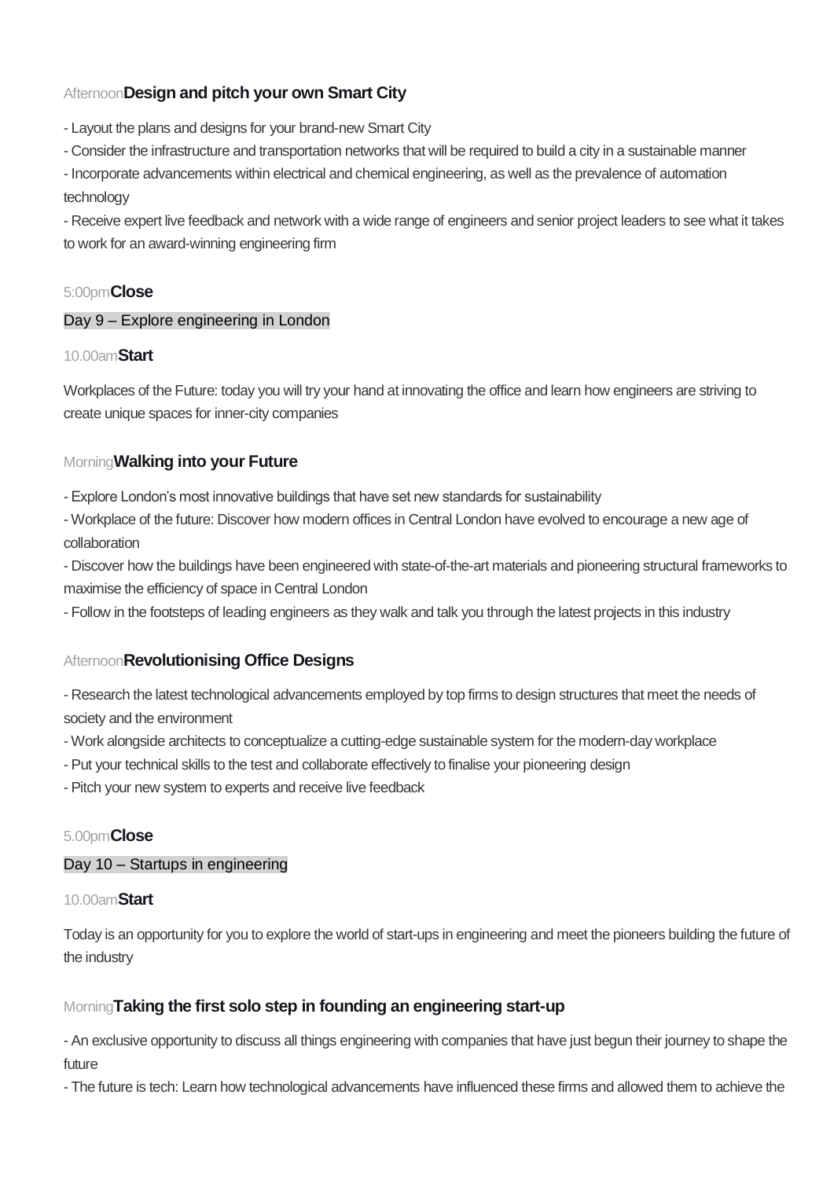Afternoon**Design and pitch your own Smart City**

- Layout the plans and designs for your brand-new Smart City
- Consider the infrastructure and transportation networks that will be required to build a city in a sustainable manner
- Incorporate advancements within electrical and chemical engineering, as well as the prevalence of automation technology
- Receive expert live feedback and network with a wide range of engineers and senior project leaders to see what it takes to work for an award-winning engineering firm

5:00pm**Close**

Day 9 – Explore engineering in London

10.00am**Start**

Workplaces of the Future: today you will try your hand at innovating the office and learn how engineers are striving to create unique spaces for inner-city companies

Morning**Walking into your Future**

- Explore London's most innovative buildings that have set new standards for sustainability
- Workplace of the future: Discover how modern offices in Central London have evolved to encourage a new age of collaboration
- Discover how the buildings have been engineered with state-of-the-art materials and pioneering structural frameworks to maximise the efficiency of space in Central London
- Follow in the footsteps of leading engineers as they walk and talk you through the latest projects in this industry

Afternoon**Revolutionising Office Designs**

- Research the latest technological advancements employed by top firms to design structures that meet the needs of society and the environment
- Work alongside architects to conceptualize a cutting-edge sustainable system for the modern-day workplace
- Put your technical skills to the test and collaborate effectively to finalise your pioneering design
- Pitch your new system to experts and receive live feedback

5.00pm**Close**

Day 10 – Startups in engineering

10.00am**Start**

Today is an opportunity for you to explore the world of start-ups in engineering and meet the pioneers building the future of the industry

Morning**Taking the first solo step in founding an engineering start-up**

- An exclusive opportunity to discuss all things engineering with companies that have just begun their journey to shape the future
- The future is tech: Learn how technological advancements have influenced these firms and allowed them to achieve the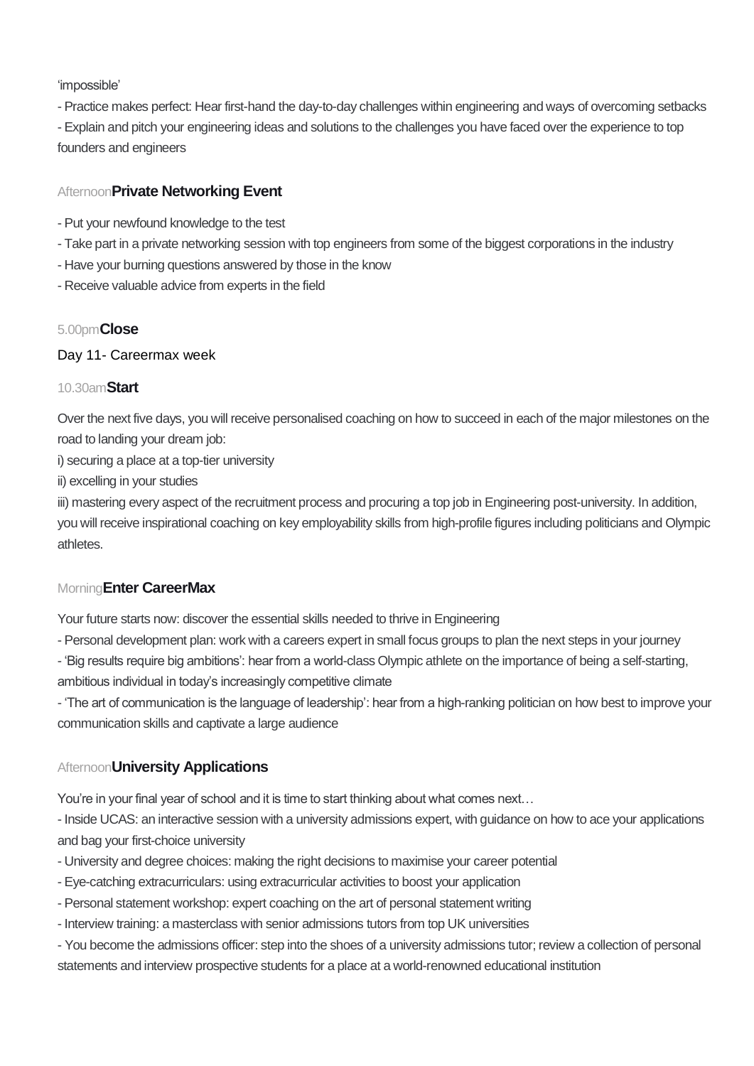'impossible'

- Practice makes perfect: Hear first-hand the day-to-day challenges within engineering and ways of overcoming setbacks
- Explain and pitch your engineering ideas and solutions to the challenges you have faced over the experience to top founders and engineers

### Afternoon **Private Networking Event**

- Put your newfound knowledge to the test
- Take part in a private networking session with top engineers from some of the biggest corporations in the industry
- Have your burning questions answered by those in the know
- Receive valuable advice from experts in the field

### 5.00pm **Close**

## Day 11- Careermax week

### 10.30am **Start**

Over the next five days, you will receive personalised coaching on how to succeed in each of the major milestones on the road to landing your dream job:

i) securing a place at a top-tier university

ii) excelling in your studies

iii) mastering every aspect of the recruitment process and procuring a top job in Engineering post-university. In addition, you will receive inspirational coaching on key employability skills from high-profile figures including politicians and Olympic athletes.

### Morning **Enter CareerMax**

Your future starts now: discover the essential skills needed to thrive in Engineering

- Personal development plan: work with a careers expert in small focus groups to plan the next steps in your journey
- 'Big results require big ambitions': hear from a world-class Olympic athlete on the importance of being a self-starting, ambitious individual in today's increasingly competitive climate
- 'The art of communication is the language of leadership': hear from a high-ranking politician on how best to improve your communication skills and captivate a large audience

### Afternoon **University Applications**

You're in your final year of school and it is time to start thinking about what comes next…

- Inside UCAS: an interactive session with a university admissions expert, with guidance on how to ace your applications and bag your first-choice university
- University and degree choices: making the right decisions to maximise your career potential
- Eye-catching extracurriculars: using extracurricular activities to boost your application
- Personal statement workshop: expert coaching on the art of personal statement writing
- Interview training: a masterclass with senior admissions tutors from top UK universities
- You become the admissions officer: step into the shoes of a university admissions tutor; review a collection of personal statements and interview prospective students for a place at a world-renowned educational institution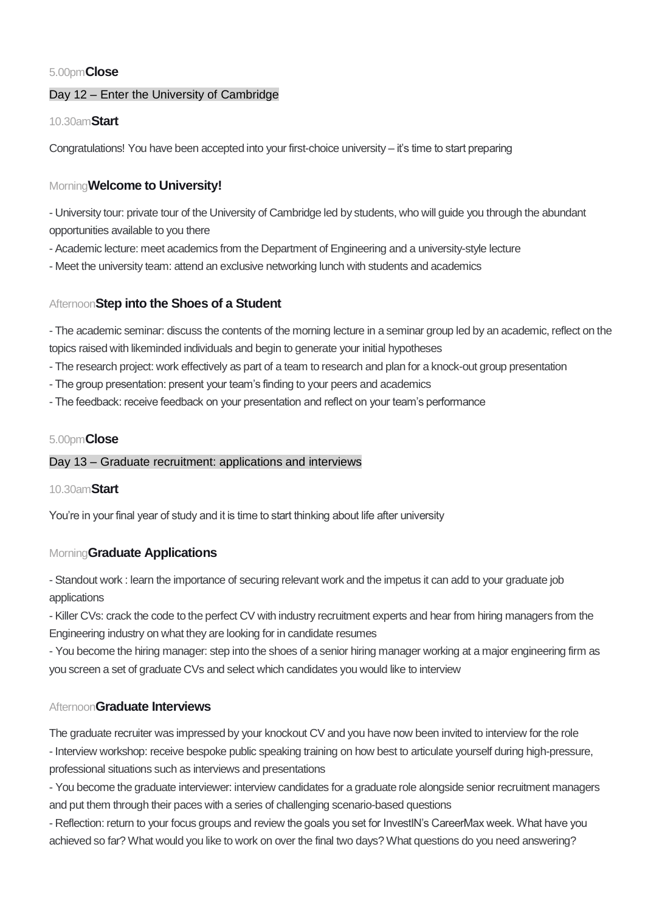5.00pm **Close**

## Day 12 – Enter the University of Cambridge

10.30am **Start**

Congratulations! You have been accepted into your first-choice university – it's time to start preparing

### Morning **Welcome to University!**

- University tour: private tour of the University of Cambridge led by students, who will guide you through the abundant opportunities available to you there
- Academic lecture: meet academics from the Department of Engineering and a university-style lecture
- Meet the university team: attend an exclusive networking lunch with students and academics

### Afternoon **Step into the Shoes of a Student**

- The academic seminar: discuss the contents of the morning lecture in a seminar group led by an academic, reflect on the topics raised with likeminded individuals and begin to generate your initial hypotheses
- The research project: work effectively as part of a team to research and plan for a knock-out group presentation
- The group presentation: present your team's finding to your peers and academics
- The feedback: receive feedback on your presentation and reflect on your team's performance

5.00pm **Close**

## Day 13 – Graduate recruitment: applications and interviews

10.30am **Start**

You're in your final year of study and it is time to start thinking about life after university

### Morning **Graduate Applications**

- Standout work : learn the importance of securing relevant work and the impetus it can add to your graduate job applications
- Killer CVs: crack the code to the perfect CV with industry recruitment experts and hear from hiring managers from the Engineering industry on what they are looking for in candidate resumes
- You become the hiring manager: step into the shoes of a senior hiring manager working at a major engineering firm as you screen a set of graduate CVs and select which candidates you would like to interview

### Afternoon **Graduate Interviews**

The graduate recruiter was impressed by your knockout CV and you have now been invited to interview for the role

- Interview workshop: receive bespoke public speaking training on how best to articulate yourself during high-pressure, professional situations such as interviews and presentations
- You become the graduate interviewer: interview candidates for a graduate role alongside senior recruitment managers and put them through their paces with a series of challenging scenario-based questions
- Reflection: return to your focus groups and review the goals you set for InvestIN's CareerMax week. What have you achieved so far? What would you like to work on over the final two days? What questions do you need answering?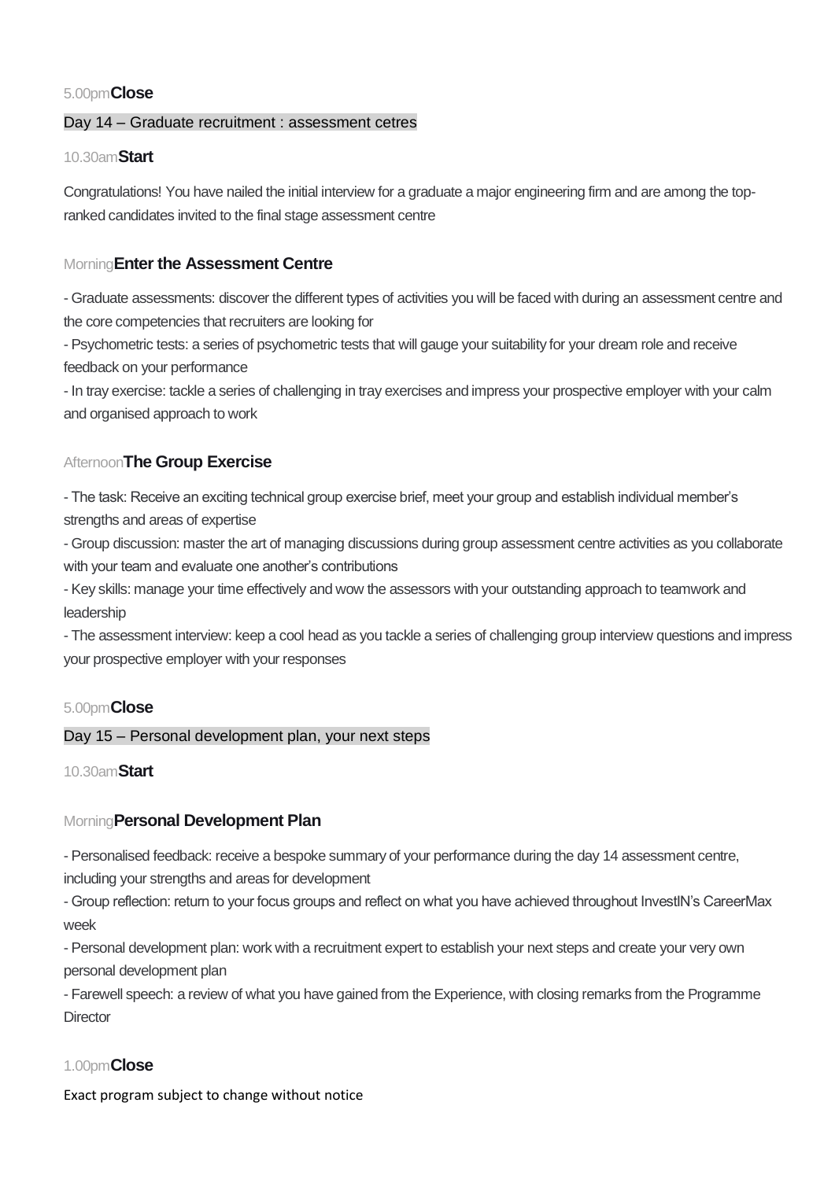5.00pm**Close**

## Day 14 – Graduate recruitment : assessment cetres

10.30am**Start**

Congratulations! You have nailed the initial interview for a graduate a major engineering firm and are among the top-ranked candidates invited to the final stage assessment centre

### Morning**Enter the Assessment Centre**

- Graduate assessments: discover the different types of activities you will be faced with during an assessment centre and the core competencies that recruiters are looking for
- Psychometric tests: a series of psychometric tests that will gauge your suitability for your dream role and receive feedback on your performance
- In tray exercise: tackle a series of challenging in tray exercises and impress your prospective employer with your calm and organised approach to work

### Afternoon**The Group Exercise**

- The task: Receive an exciting technical group exercise brief, meet your group and establish individual member's strengths and areas of expertise
- Group discussion: master the art of managing discussions during group assessment centre activities as you collaborate with your team and evaluate one another's contributions
- Key skills: manage your time effectively and wow the assessors with your outstanding approach to teamwork and leadership
- The assessment interview: keep a cool head as you tackle a series of challenging group interview questions and impress your prospective employer with your responses

5.00pm**Close**

## Day 15 – Personal development plan, your next steps

10.30am**Start**

### Morning**Personal Development Plan**

- Personalised feedback: receive a bespoke summary of your performance during the day 14 assessment centre, including your strengths and areas for development
- Group reflection: return to your focus groups and reflect on what you have achieved throughout InvestIN's CareerMax week
- Personal development plan: work with a recruitment expert to establish your next steps and create your very own personal development plan
- Farewell speech: a review of what you have gained from the Experience, with closing remarks from the Programme Director

1.00pm**Close**

Exact program subject to change without notice